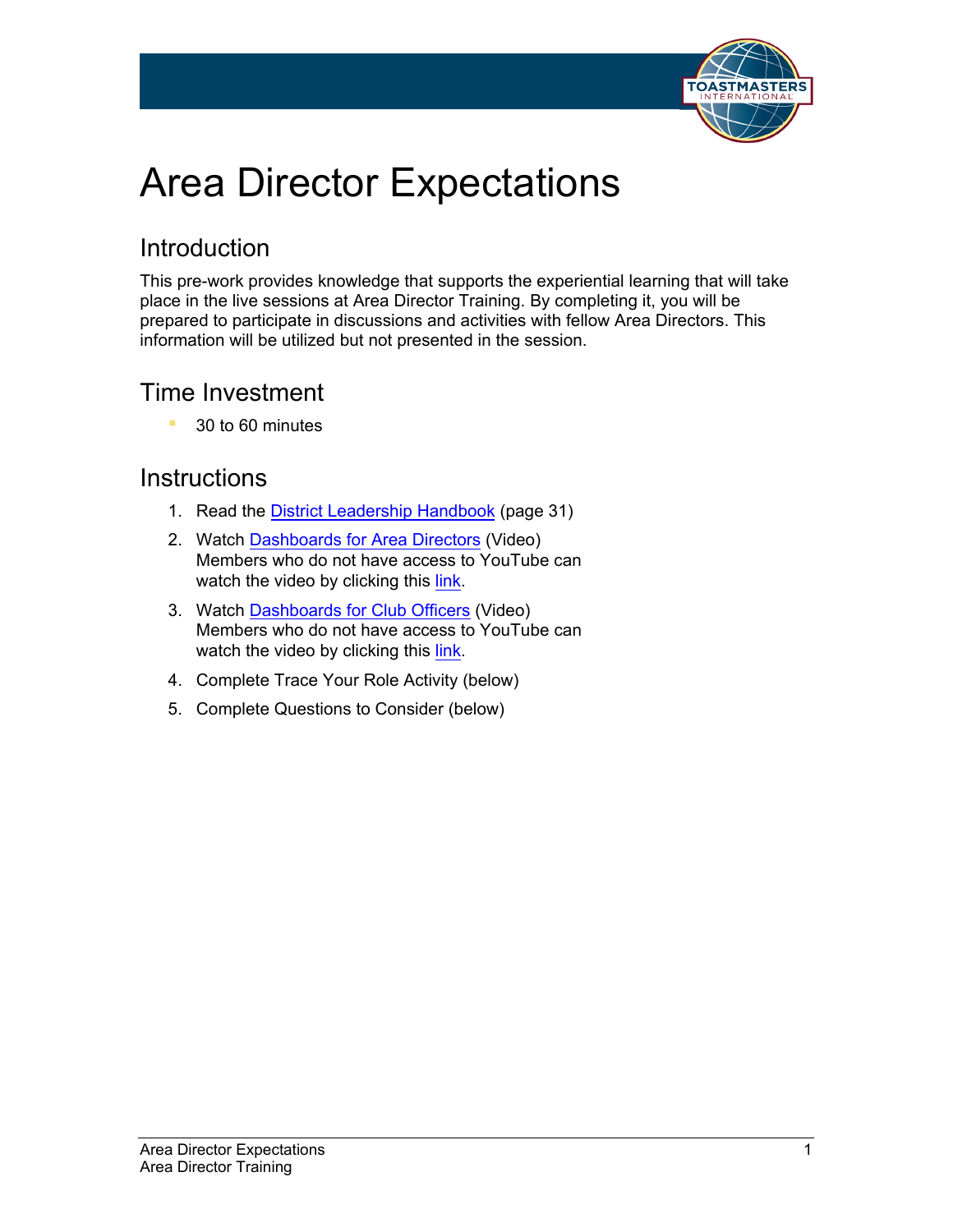# Area Director Expectations

## Introduction

This pre-work provides knowledge that supports the experiential learning that will take place in the live sessions at Area Director Training. By completing it, you will be prepared to participate in discussions and activities with fellow Area Directors. This information will be utilized but not presented in the session.

## Time Investment

- 30 to 60 minutes

## Instructions

1. Read the District Leadership Handbook (page 31)
2. Watch Dashboards for Area Directors (Video)
   Members who do not have access to YouTube can watch the video by clicking this link.
3. Watch Dashboards for Club Officers (Video)
   Members who do not have access to YouTube can watch the video by clicking this link.
4. Complete Trace Your Role Activity (below)
5. Complete Questions to Consider (below)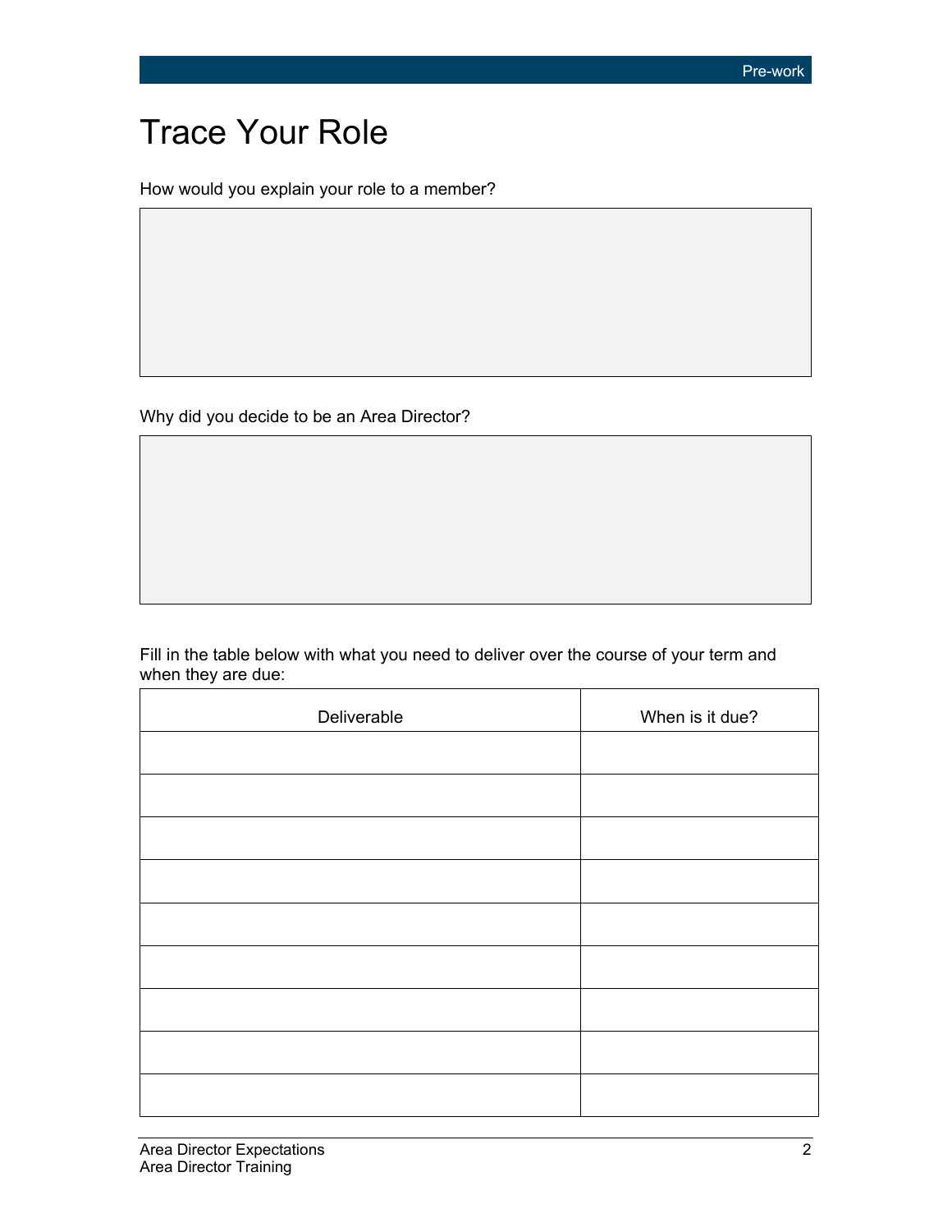# Trace Your Role

How would you explain your role to a member?

Why did you decide to be an Area Director?

Fill in the table below with what you need to deliver over the course of your term and when they are due:

| Deliverable | When is it due? |
|---|---|
| | |
| | |
| | |
| | |
| | |
| | |
| | |
| | |
| | |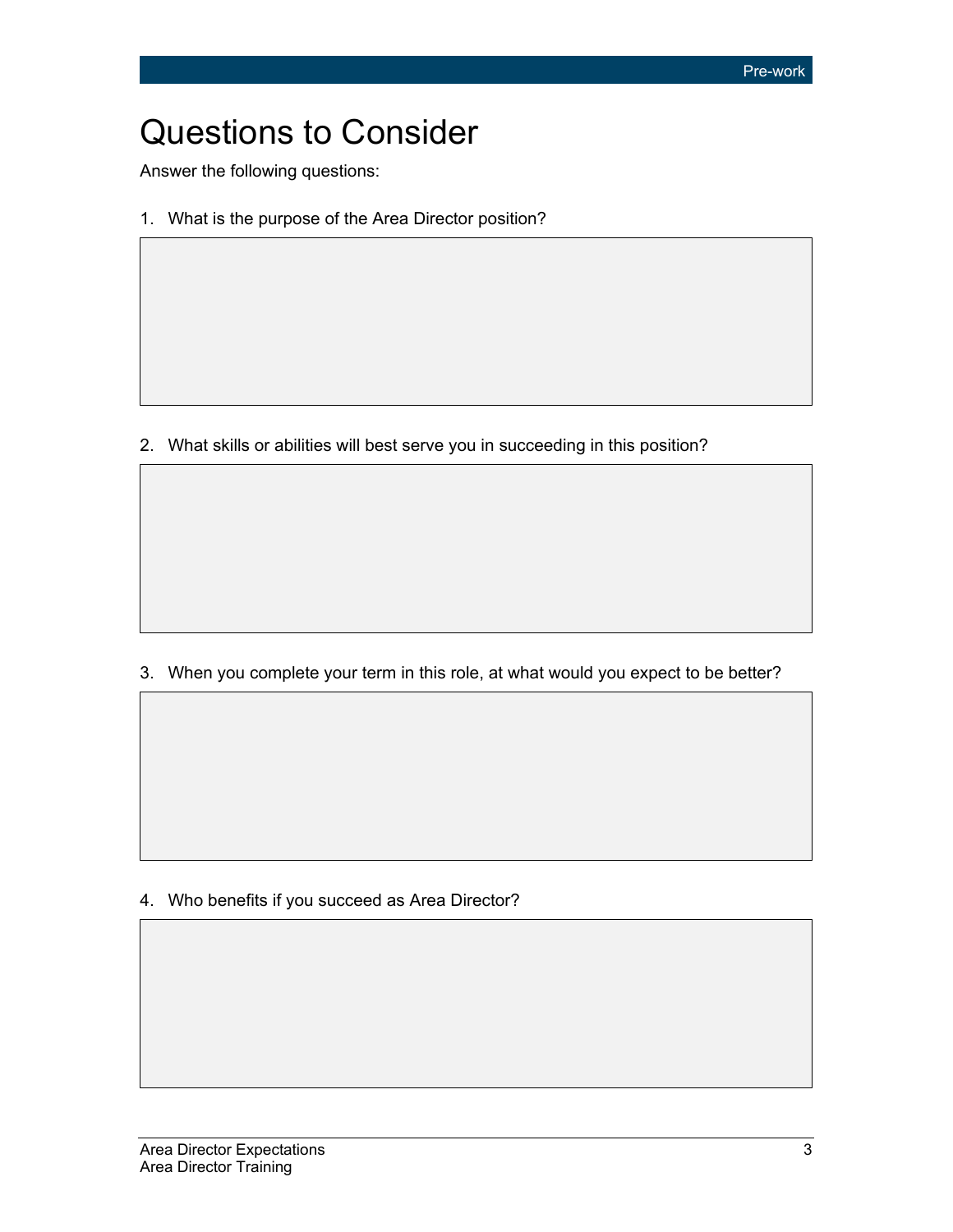# Questions to Consider

Answer the following questions:

1. What is the purpose of the Area Director position?

2. What skills or abilities will best serve you in succeeding in this position?

3. When you complete your term in this role, at what would you expect to be better?

4. Who benefits if you succeed as Area Director?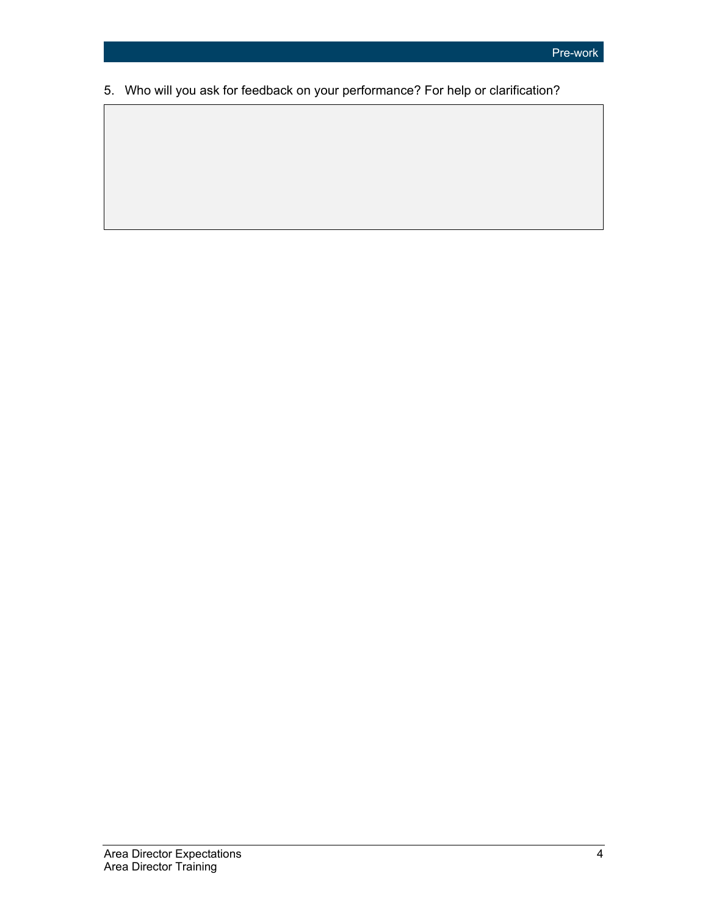5. Who will you ask for feedback on your performance? For help or clarification?